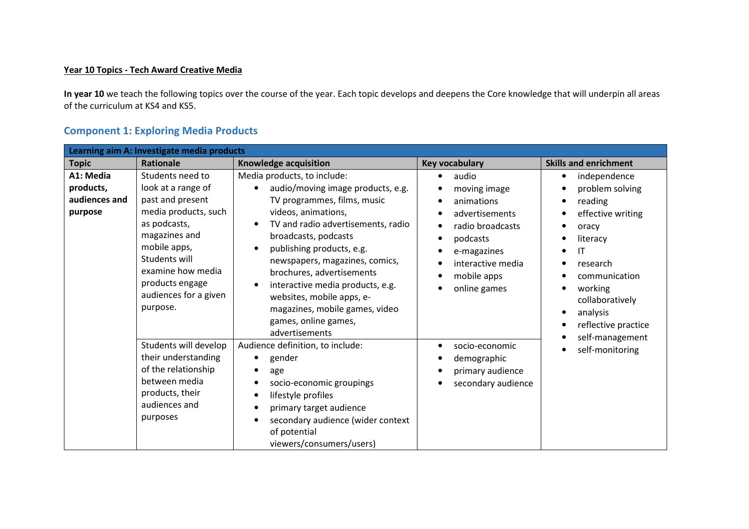**Year 10 Topics - Tech Award Creative Media**

**In year 10** we teach the following topics over the course of the year. Each topic develops and deepens the Core knowledge that will underpin all areas of the curriculum at KS4 and KS5.

## Component 1: Exploring Media Products

| Learning aim A: Investigate media products | | | | |
|---|---|---|---|---|
| **Topic** | **Rationale** | **Knowledge acquisition** | **Key vocabulary** | **Skills and enrichment** |
| **A1: Media products, audiences and purpose** | Students need to look at a range of past and present media products, such as podcasts, magazines and mobile apps, Students will examine how media products engage audiences for a given purpose. | Media products, to include:<br>• audio/moving image products, e.g. TV programmes, films, music videos, animations,<br>• TV and radio advertisements, radio broadcasts, podcasts<br>• publishing products, e.g. newspapers, magazines, comics, brochures, advertisements<br>• interactive media products, e.g. websites, mobile apps, e-magazines, mobile games, video games, online games, advertisements | • audio<br>• moving image<br>• animations<br>• advertisements<br>• radio broadcasts<br>• podcasts<br>• e-magazines<br>• interactive media<br>• mobile apps<br>• online games | • independence<br>• problem solving<br>• reading<br>• effective writing<br>• oracy<br>• literacy<br>• IT<br>• research<br>• communication<br>• working collaboratively<br>• analysis<br>• reflective practice<br>• self-management<br>• self-monitoring |
| | Students will develop their understanding of the relationship between media products, their audiences and purposes | Audience definition, to include:<br>• gender<br>• age<br>• socio-economic groupings<br>• lifestyle profiles<br>• primary target audience<br>• secondary audience (wider context of potential viewers/consumers/users) | • socio-economic<br>• demographic<br>• primary audience<br>• secondary audience | |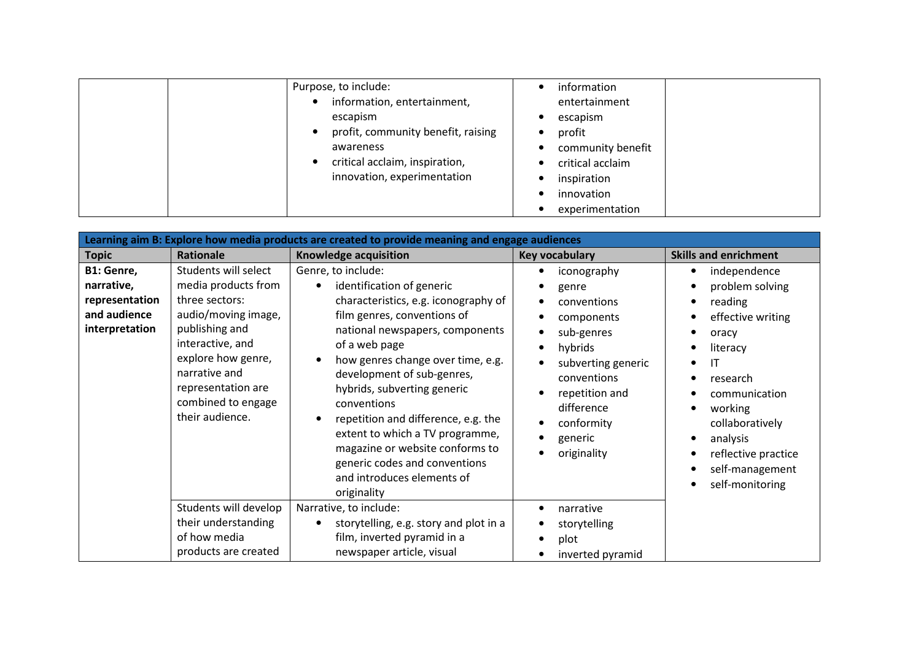| | | Knowledge acquisition | Key vocabulary | |
|---|---|---|---|---|
| | | Purpose, to include:<br>• information, entertainment, escapism<br>• profit, community benefit, raising awareness<br>• critical acclaim, inspiration, innovation, experimentation | • information entertainment<br>• escapism<br>• profit<br>• community benefit<br>• critical acclaim<br>• inspiration<br>• innovation<br>• experimentation | |

| Learning aim B: Explore how media products are created to provide meaning and engage audiences | | | | |
|---|---|---|---|---|
| **Topic** | **Rationale** | **Knowledge acquisition** | **Key vocabulary** | **Skills and enrichment** |
| **B1: Genre, narrative, representation and audience interpretation** | Students will select media products from three sectors: audio/moving image, publishing and interactive, and explore how genre, narrative and representation are combined to engage their audience. | Genre, to include:<br>• identification of generic characteristics, e.g. iconography of film genres, conventions of national newspapers, components of a web page<br>• how genres change over time, e.g. development of sub-genres, hybrids, subverting generic conventions<br>• repetition and difference, e.g. the extent to which a TV programme, magazine or website conforms to generic codes and conventions and introduces elements of originality | • iconography<br>• genre<br>• conventions<br>• components<br>• sub-genres<br>• hybrids<br>• subverting generic conventions<br>• repetition and difference<br>• conformity<br>• generic<br>• originality | • independence<br>• problem solving<br>• reading<br>• effective writing<br>• oracy<br>• literacy<br>• IT<br>• research<br>• communication<br>• working collaboratively<br>• analysis<br>• reflective practice<br>• self-management<br>• self-monitoring |
| | Students will develop their understanding of how media products are created | Narrative, to include:<br>• storytelling, e.g. story and plot in a film, inverted pyramid in a newspaper article, visual | • narrative<br>• storytelling<br>• plot<br>• inverted pyramid | |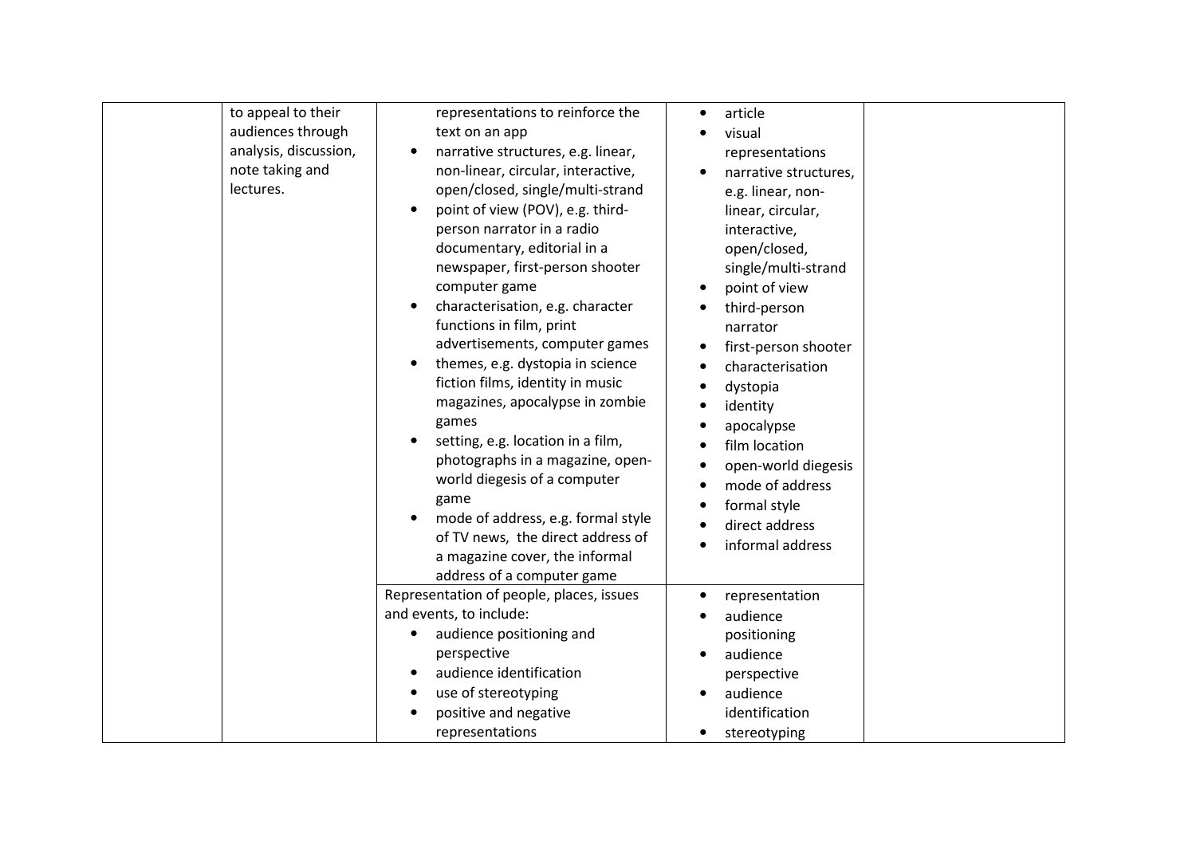| | | | | |
|---|---|---|---|---|
| | to appeal to their audiences through analysis, discussion, note taking and lectures. | representations to reinforce the text on an app<br>• narrative structures, e.g. linear, non-linear, circular, interactive, open/closed, single/multi-strand<br>• point of view (POV), e.g. third-person narrator in a radio documentary, editorial in a newspaper, first-person shooter computer game<br>• characterisation, e.g. character functions in film, print advertisements, computer games<br>• themes, e.g. dystopia in science fiction films, identity in music magazines, apocalypse in zombie games<br>• setting, e.g. location in a film, photographs in a magazine, open-world diegesis of a computer game<br>• mode of address, e.g. formal style of TV news, the direct address of a magazine cover, the informal address of a computer game | • article<br>• visual representations<br>• narrative structures, e.g. linear, non-linear, circular, interactive, open/closed, single/multi-strand<br>• point of view<br>• third-person narrator<br>• first-person shooter<br>• characterisation<br>• dystopia<br>• identity<br>• apocalypse<br>• film location<br>• open-world diegesis<br>• mode of address<br>• formal style<br>• direct address<br>• informal address | |
| | | Representation of people, places, issues and events, to include:<br>• audience positioning and perspective<br>• audience identification<br>• use of stereotyping<br>• positive and negative representations | • representation<br>• audience positioning<br>• audience perspective<br>• audience identification<br>• stereotyping | |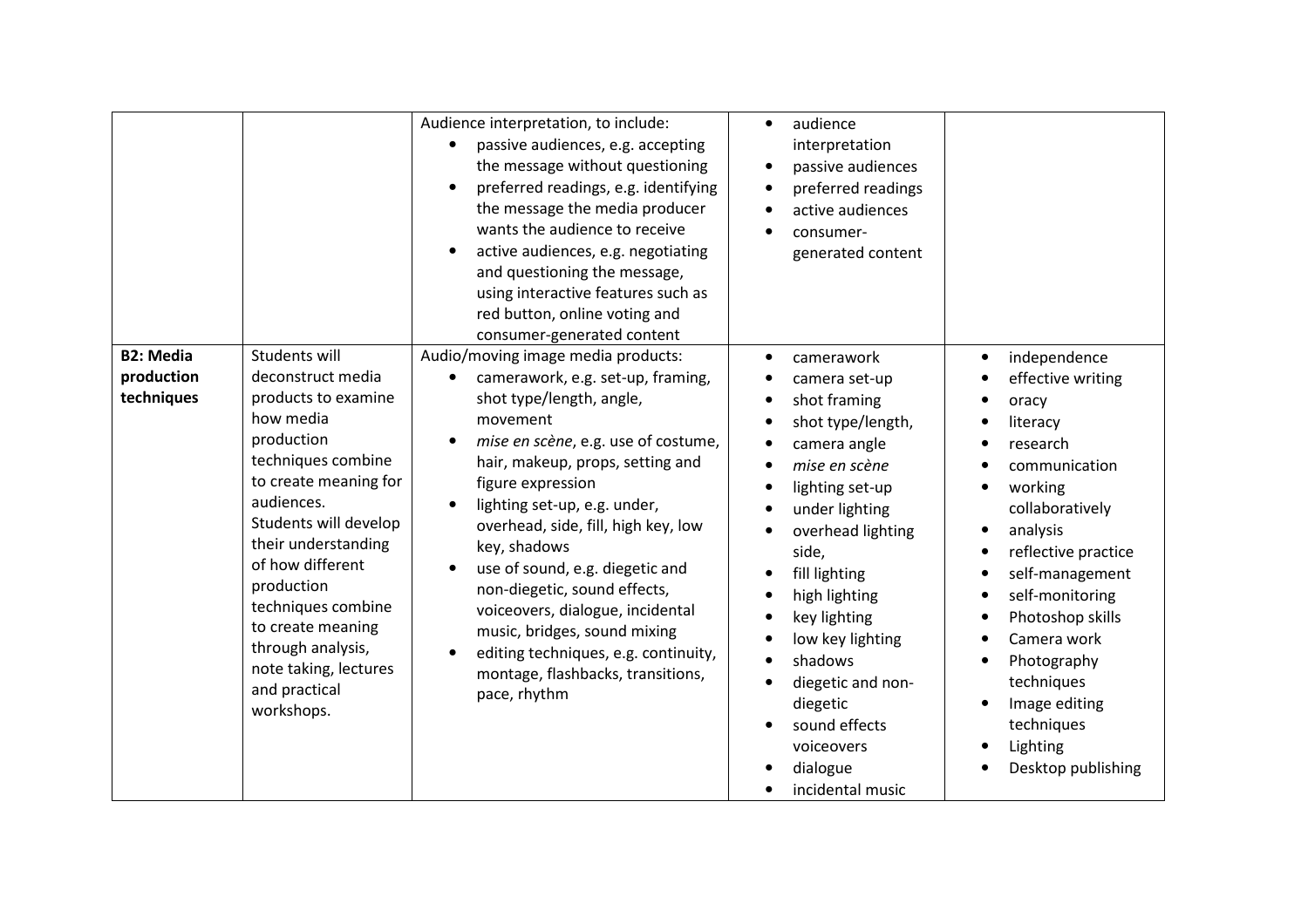| | | | | |
|---|---|---|---|---|
| | | Audience interpretation, to include:<br>• passive audiences, e.g. accepting the message without questioning<br>• preferred readings, e.g. identifying the message the media producer wants the audience to receive<br>• active audiences, e.g. negotiating and questioning the message, using interactive features such as red button, online voting and consumer-generated content | • audience interpretation<br>• passive audiences<br>• preferred readings<br>• active audiences<br>• consumer-generated content | |
| **B2: Media production techniques** | Students will deconstruct media products to examine how media production techniques combine to create meaning for audiences.<br>Students will develop their understanding of how different production techniques combine to create meaning through analysis, note taking, lectures and practical workshops. | Audio/moving image media products:<br>• camerawork, e.g. set-up, framing, shot type/length, angle, movement<br>• *mise en scène*, e.g. use of costume, hair, makeup, props, setting and figure expression<br>• lighting set-up, e.g. under, overhead, side, fill, high key, low key, shadows<br>• use of sound, e.g. diegetic and non-diegetic, sound effects, voiceovers, dialogue, incidental music, bridges, sound mixing<br>• editing techniques, e.g. continuity, montage, flashbacks, transitions, pace, rhythm | • camerawork<br>• camera set-up<br>• shot framing<br>• shot type/length,<br>• camera angle<br>• *mise en scène*<br>• lighting set-up<br>• under lighting<br>• overhead lighting side,<br>• fill lighting<br>• high lighting<br>• key lighting<br>• low key lighting<br>• shadows<br>• diegetic and non-diegetic<br>• sound effects voiceovers<br>• dialogue<br>• incidental music | • independence<br>• effective writing<br>• oracy<br>• literacy<br>• research<br>• communication<br>• working collaboratively<br>• analysis<br>• reflective practice<br>• self-management<br>• self-monitoring<br>• Photoshop skills<br>• Camera work<br>• Photography techniques<br>• Image editing techniques<br>• Lighting<br>• Desktop publishing |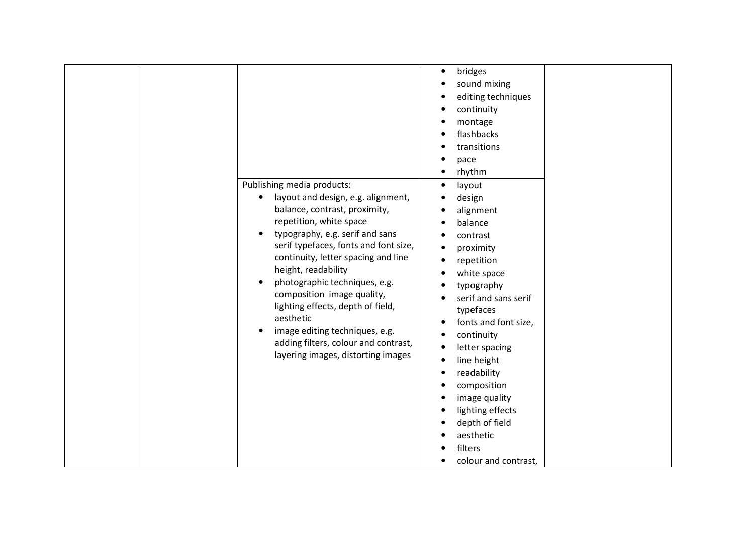| | | | | |
|---|---|---|---|---|
| | | | • bridges<br>• sound mixing<br>• editing techniques<br>• continuity<br>• montage<br>• flashbacks<br>• transitions<br>• pace<br>• rhythm | |
| | | Publishing media products:<br>• layout and design, e.g. alignment, balance, contrast, proximity, repetition, white space<br>• typography, e.g. serif and sans serif typefaces, fonts and font size, continuity, letter spacing and line height, readability<br>• photographic techniques, e.g. composition image quality, lighting effects, depth of field, aesthetic<br>• image editing techniques, e.g. adding filters, colour and contrast, layering images, distorting images | • layout<br>• design<br>• alignment<br>• balance<br>• contrast<br>• proximity<br>• repetition<br>• white space<br>• typography<br>• serif and sans serif typefaces<br>• fonts and font size,<br>• continuity<br>• letter spacing<br>• line height<br>• readability<br>• composition<br>• image quality<br>• lighting effects<br>• depth of field<br>• aesthetic<br>• filters<br>• colour and contrast, | |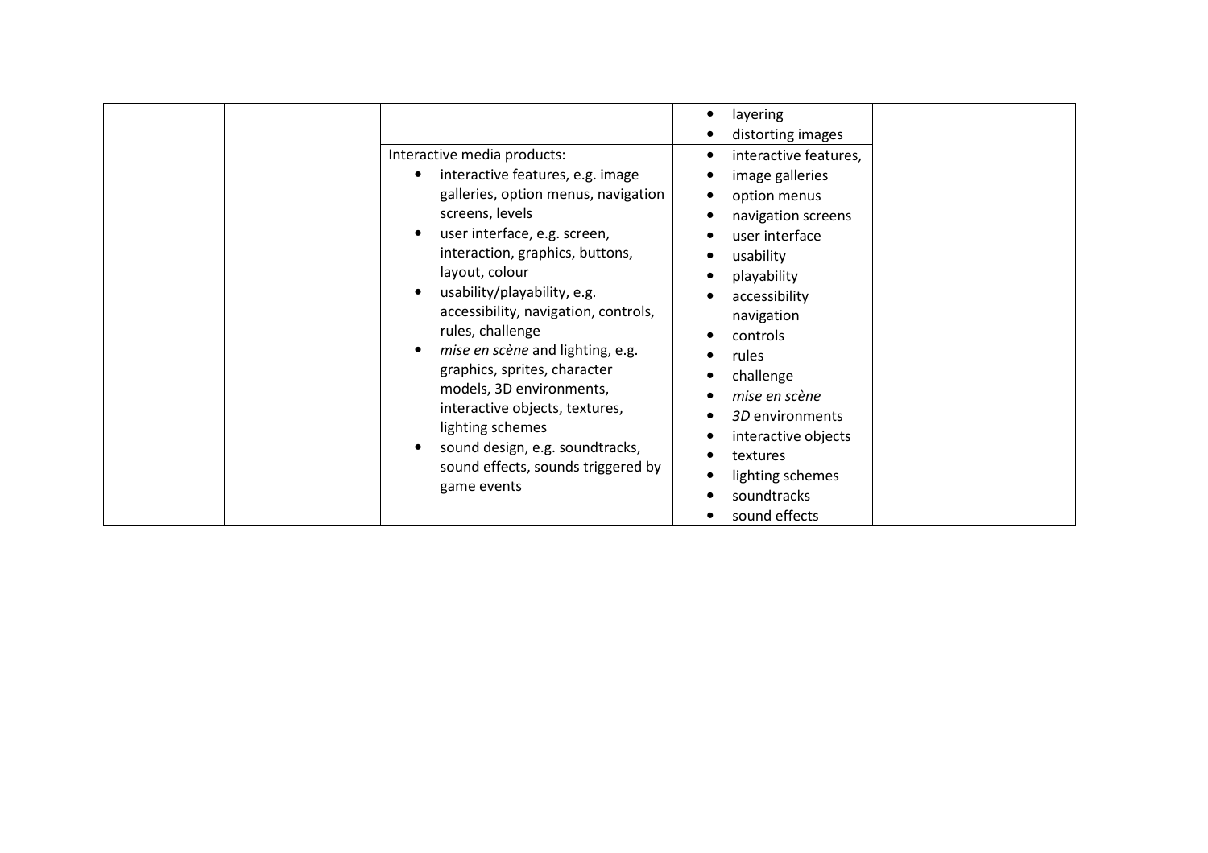| | | | | |
|---|---|---|---|---|
| | | | <ul><li>layering</li><li>distorting images</li></ul> | |
| | | Interactive media products:<ul><li>interactive features, e.g. image galleries, option menus, navigation screens, levels</li><li>user interface, e.g. screen, interaction, graphics, buttons, layout, colour</li><li>usability/playability, e.g. accessibility, navigation, controls, rules, challenge</li><li>*mise en scène* and lighting, e.g. graphics, sprites, character models, 3D environments, interactive objects, textures, lighting schemes</li><li>sound design, e.g. soundtracks, sound effects, sounds triggered by game events</li></ul> | <ul><li>interactive features,</li><li>image galleries</li><li>option menus</li><li>navigation screens</li><li>user interface</li><li>usability</li><li>playability</li><li>accessibility navigation</li><li>controls</li><li>rules</li><li>challenge</li><li>*mise en scène*</li><li>*3D* environments</li><li>interactive objects</li><li>textures</li><li>lighting schemes</li><li>soundtracks</li><li>sound effects</li></ul> | |